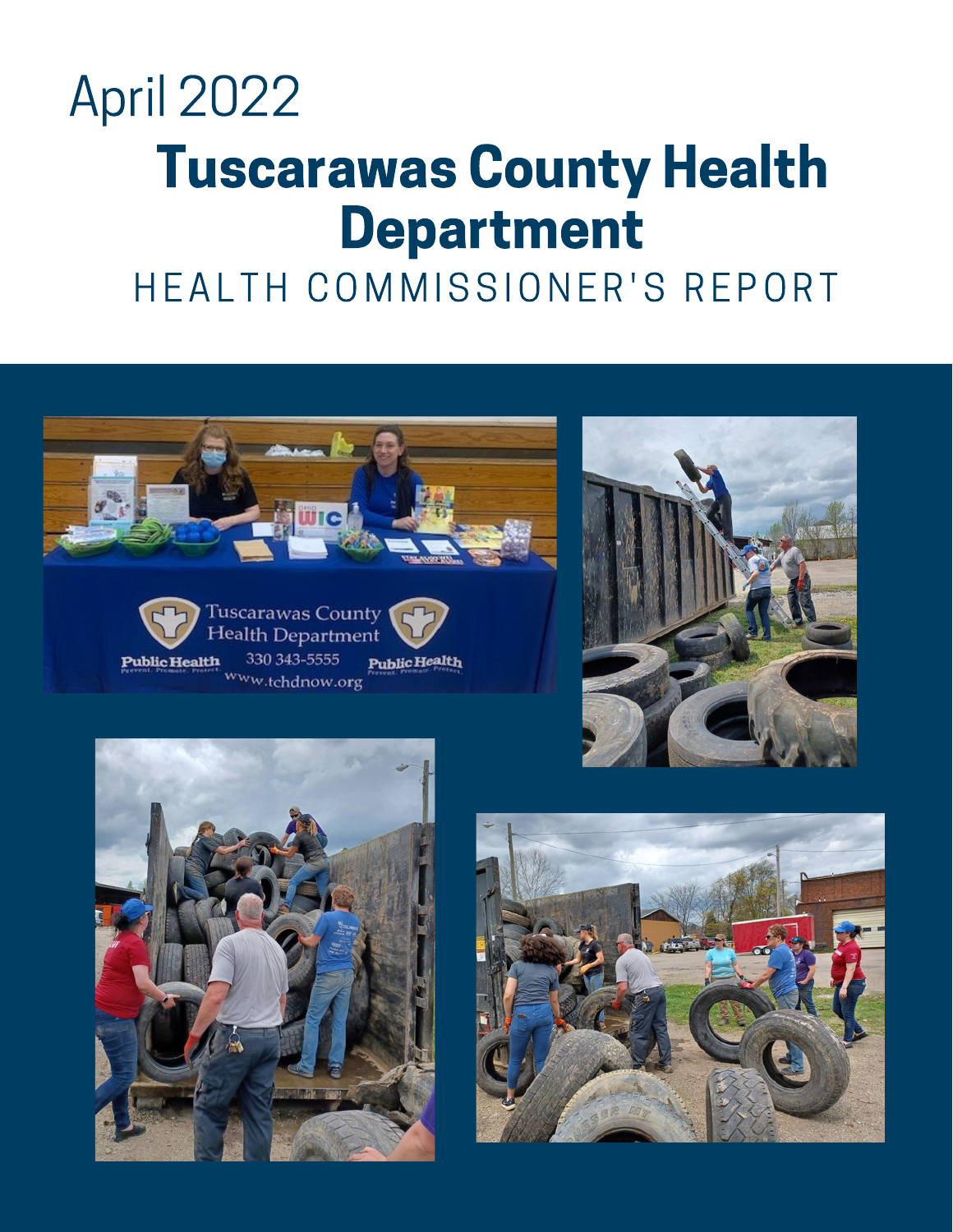April 2022

# Tuscarawas County Health Department

## HEALTH COMMISSIONER'S REPORT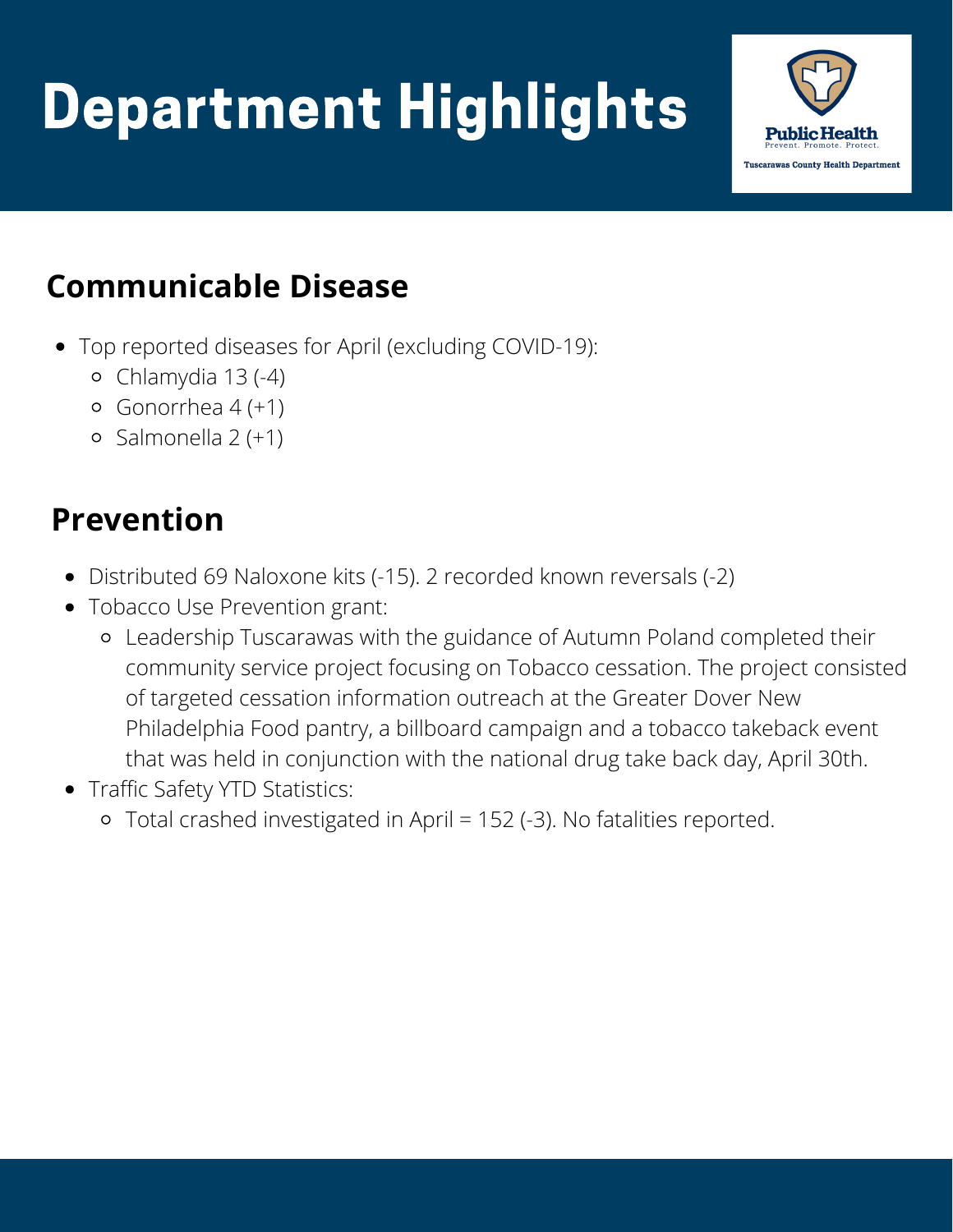# Department Highlights

## Communicable Disease

- Top reported diseases for April (excluding COVID-19):
  - Chlamydia 13 (-4)
  - Gonorrhea 4 (+1)
  - Salmonella 2 (+1)

## Prevention

- Distributed 69 Naloxone kits (-15). 2 recorded known reversals (-2)
- Tobacco Use Prevention grant:
  - Leadership Tuscarawas with the guidance of Autumn Poland completed their community service project focusing on Tobacco cessation. The project consisted of targeted cessation information outreach at the Greater Dover New Philadelphia Food pantry, a billboard campaign and a tobacco takeback event that was held in conjunction with the national drug take back day, April 30th.
- Traffic Safety YTD Statistics:
  - Total crashed investigated in April = 152 (-3). No fatalities reported.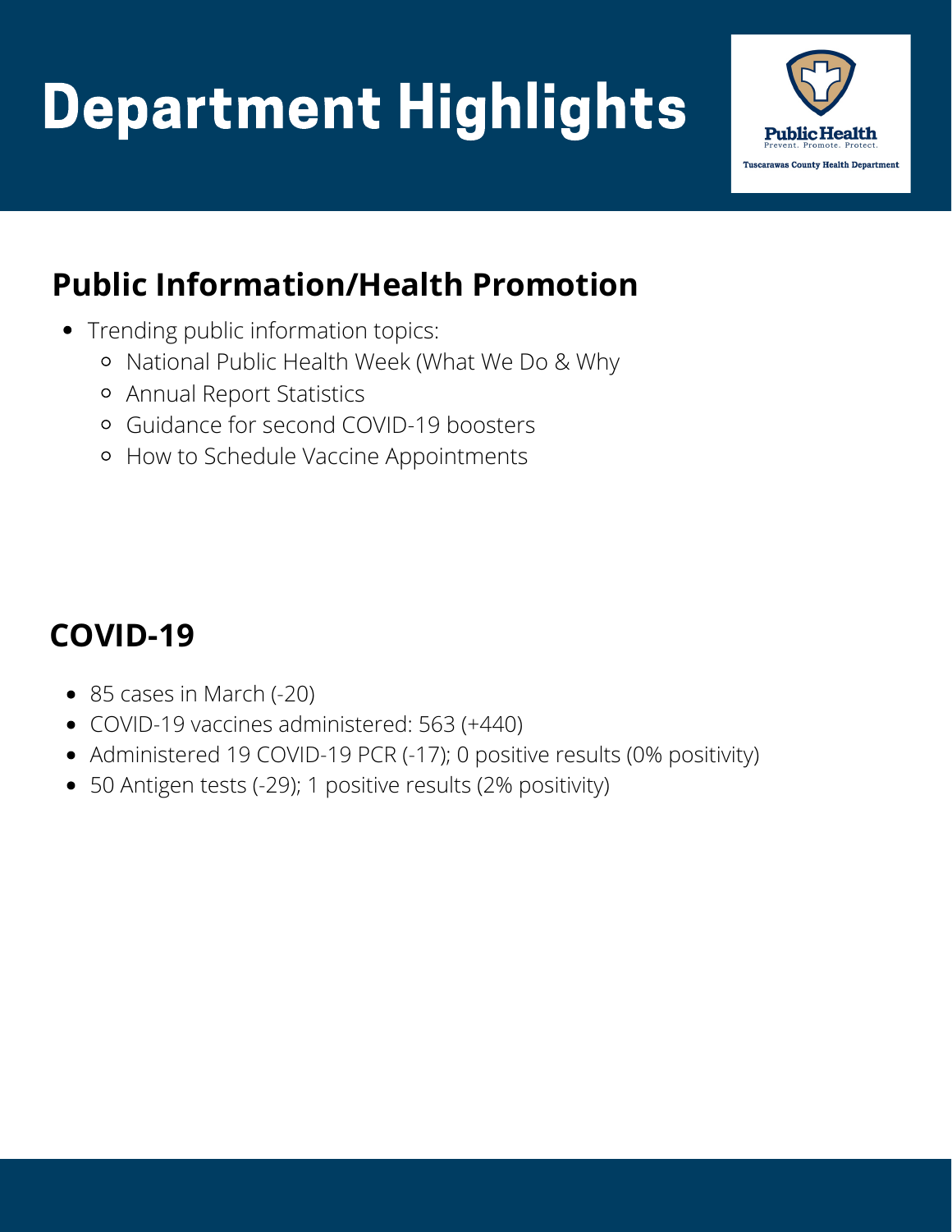# Department Highlights

Public Health
Prevent. Promote. Protect.
Tuscarawas County Health Department

## Public Information/Health Promotion

- Trending public information topics:
  - National Public Health Week (What We Do & Why
  - Annual Report Statistics
  - Guidance for second COVID-19 boosters
  - How to Schedule Vaccine Appointments

## COVID-19

- 85 cases in March (-20)
- COVID-19 vaccines administered: 563 (+440)
- Administered 19 COVID-19 PCR (-17); 0 positive results (0% positivity)
- 50 Antigen tests (-29); 1 positive results (2% positivity)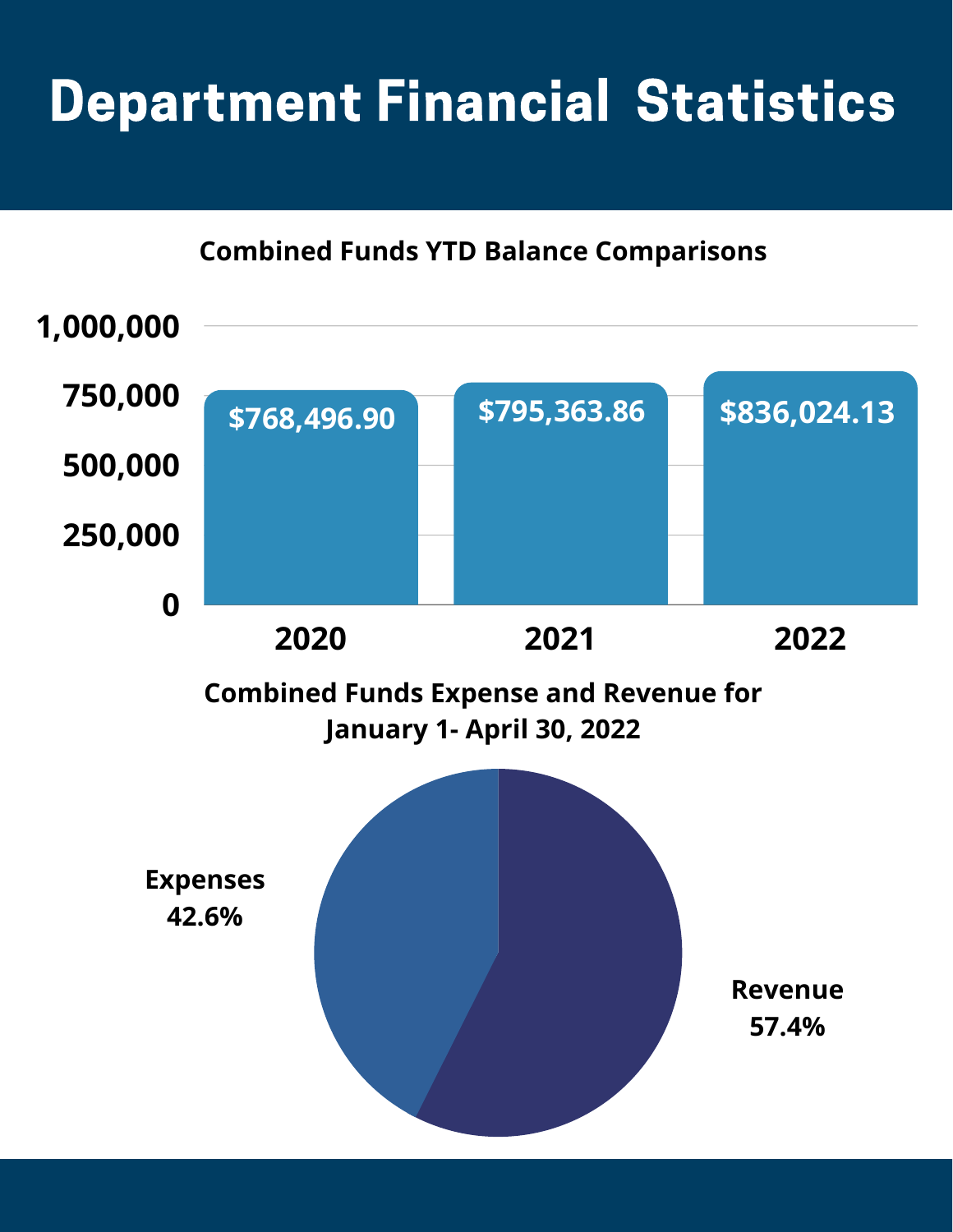# Department Financial Statistics

**Combined Funds YTD Balance Comparisons**

1,000,000
750,000
500,000
250,000
0

$768,496.90
$795,363.86
$836,024.13

2020
2021
2022

**Combined Funds Expense and Revenue for January 1- April 30, 2022**

Expenses 42.6%

Revenue 57.4%